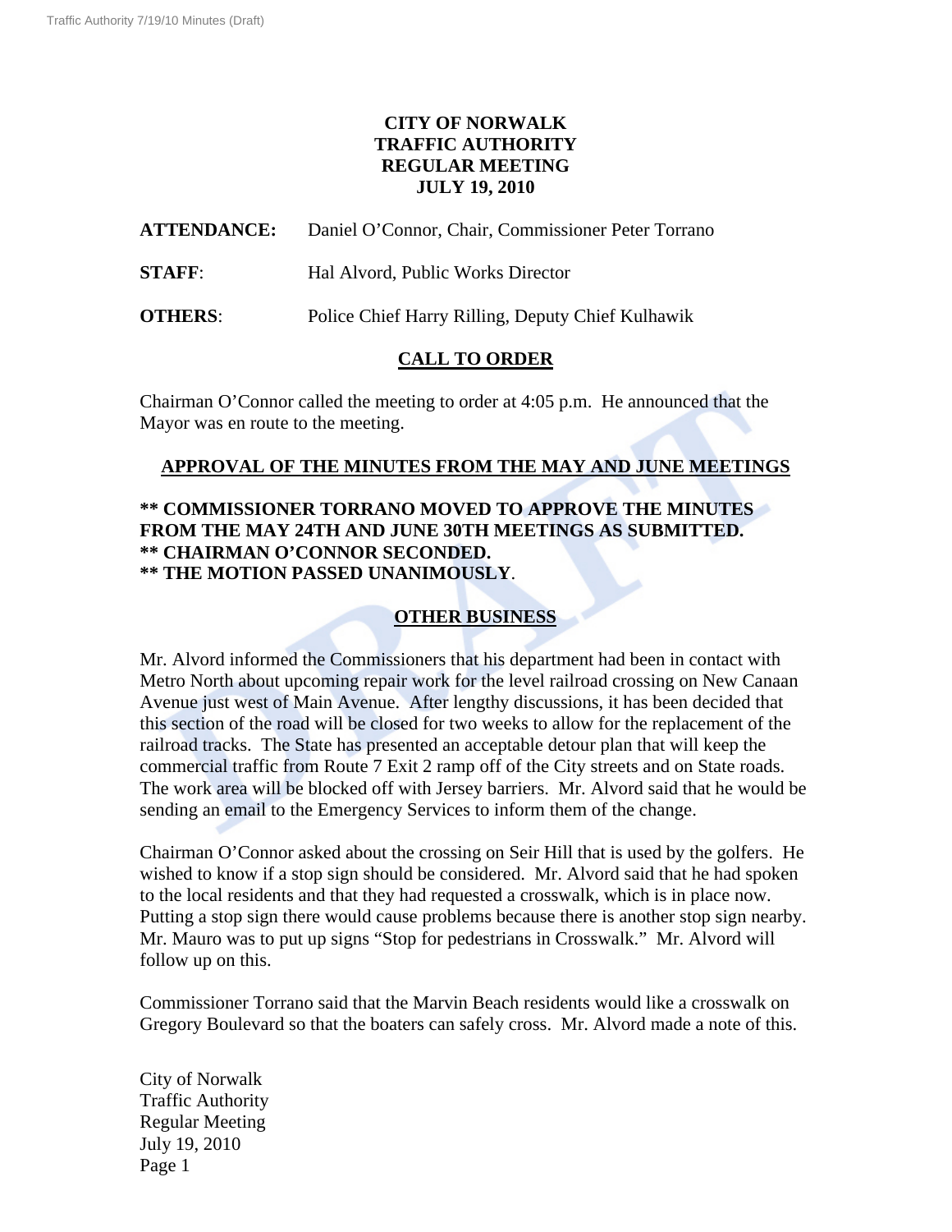# CITY OF NORWALK
# TRAFFIC AUTHORITY
# REGULAR MEETING
# JULY 19, 2010

**ATTENDANCE:** Daniel O'Connor, Chair, Commissioner Peter Torrano

**STAFF**: Hal Alvord, Public Works Director

**OTHERS**: Police Chief Harry Rilling, Deputy Chief Kulhawik

## CALL TO ORDER

Chairman O'Connor called the meeting to order at 4:05 p.m. He announced that the Mayor was en route to the meeting.

## APPROVAL OF THE MINUTES FROM THE MAY AND JUNE MEETINGS

**\*\* COMMISSIONER TORRANO MOVED TO APPROVE THE MINUTES FROM THE MAY 24TH AND JUNE 30TH MEETINGS AS SUBMITTED.**
**\*\* CHAIRMAN O'CONNOR SECONDED.**
**\*\* THE MOTION PASSED UNANIMOUSLY**.

## OTHER BUSINESS

Mr. Alvord informed the Commissioners that his department had been in contact with Metro North about upcoming repair work for the level railroad crossing on New Canaan Avenue just west of Main Avenue. After lengthy discussions, it has been decided that this section of the road will be closed for two weeks to allow for the replacement of the railroad tracks. The State has presented an acceptable detour plan that will keep the commercial traffic from Route 7 Exit 2 ramp off of the City streets and on State roads. The work area will be blocked off with Jersey barriers. Mr. Alvord said that he would be sending an email to the Emergency Services to inform them of the change.

Chairman O'Connor asked about the crossing on Seir Hill that is used by the golfers. He wished to know if a stop sign should be considered. Mr. Alvord said that he had spoken to the local residents and that they had requested a crosswalk, which is in place now. Putting a stop sign there would cause problems because there is another stop sign nearby. Mr. Mauro was to put up signs "Stop for pedestrians in Crosswalk." Mr. Alvord will follow up on this.

Commissioner Torrano said that the Marvin Beach residents would like a crosswalk on Gregory Boulevard so that the boaters can safely cross. Mr. Alvord made a note of this.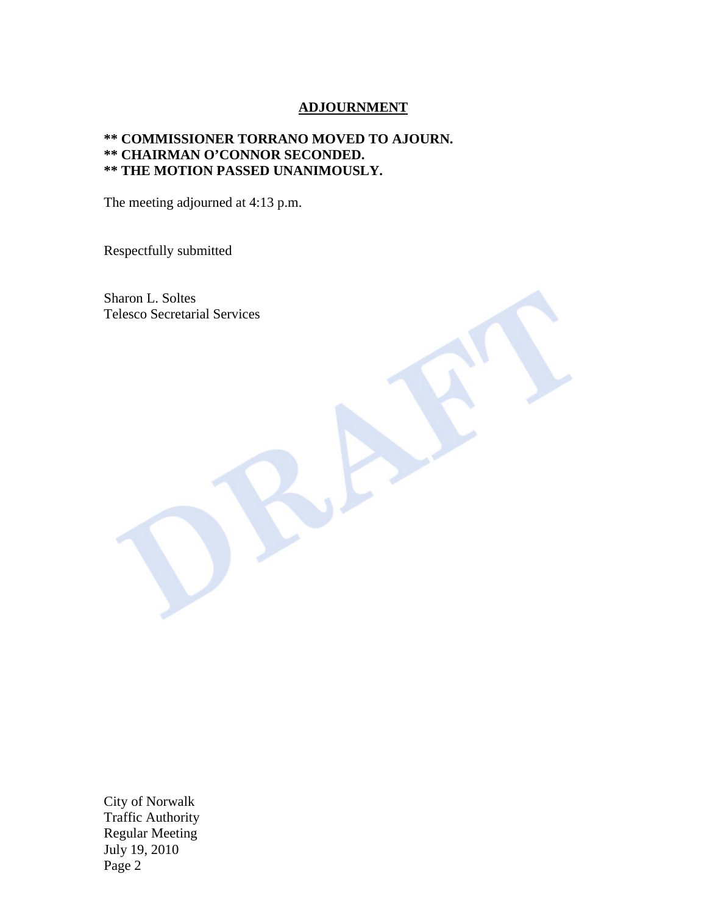## ADJOURNMENT

**** COMMISSIONER TORRANO MOVED TO AJOURN.**
**** CHAIRMAN O'CONNOR SECONDED.**
**** THE MOTION PASSED UNANIMOUSLY.**

The meeting adjourned at 4:13 p.m.

Respectfully submitted

Sharon L. Soltes
Telesco Secretarial Services